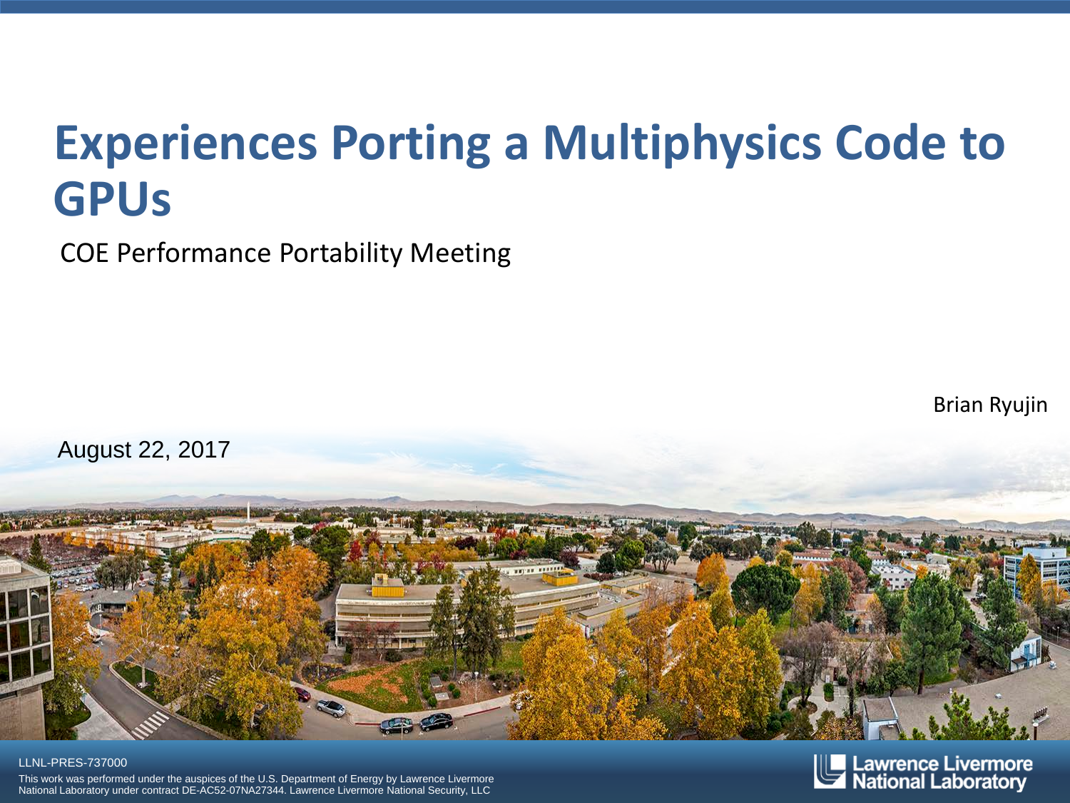# Experiences Porting a Multiphysics Code to GPUs

COE Performance Portability Meeting

Brian Ryujin

August 22, 2017

LLNL-PRES-737000

This work was performed under the auspices of the U.S. Department of Energy by Lawrence Livermore National Laboratory under contract DE-AC52-07NA27344. Lawrence Livermore National Security, LLC

Lawrence Livermore National Laboratory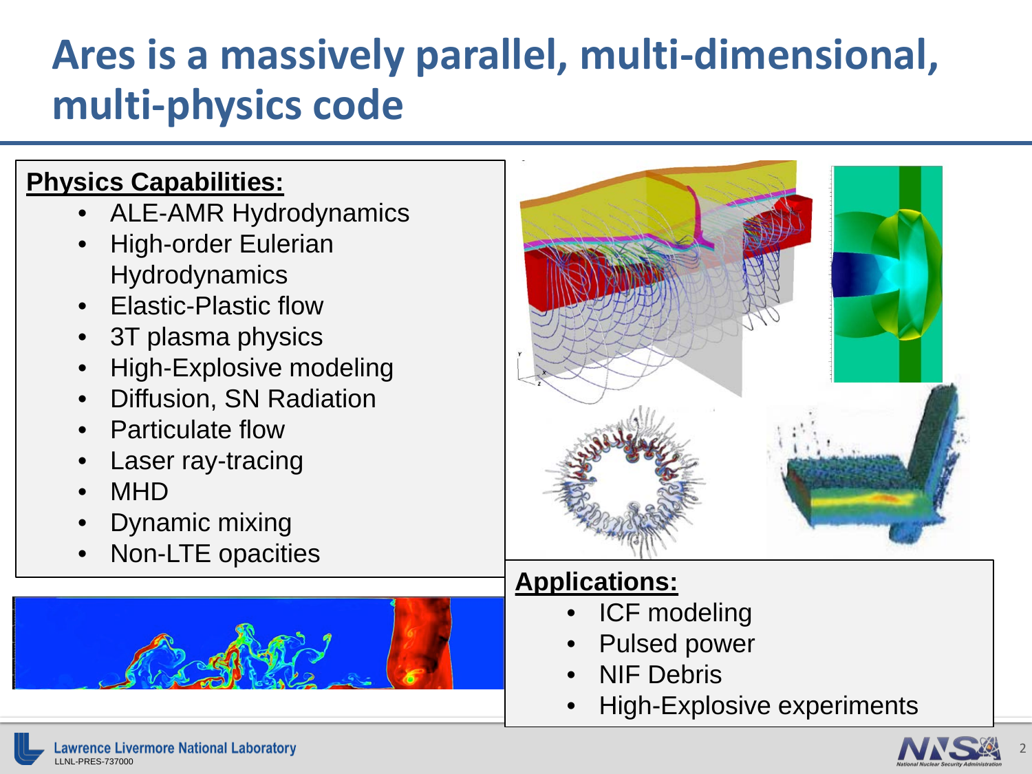# Ares is a massively parallel, multi-dimensional, multi-physics code

**Physics Capabilities:**

- ALE-AMR Hydrodynamics
- High-order Eulerian Hydrodynamics
- Elastic-Plastic flow
- 3T plasma physics
- High-Explosive modeling
- Diffusion, SN Radiation
- Particulate flow
- Laser ray-tracing
- MHD
- Dynamic mixing
- Non-LTE opacities

**Applications:**

- ICF modeling
- Pulsed power
- NIF Debris
- High-Explosive experiments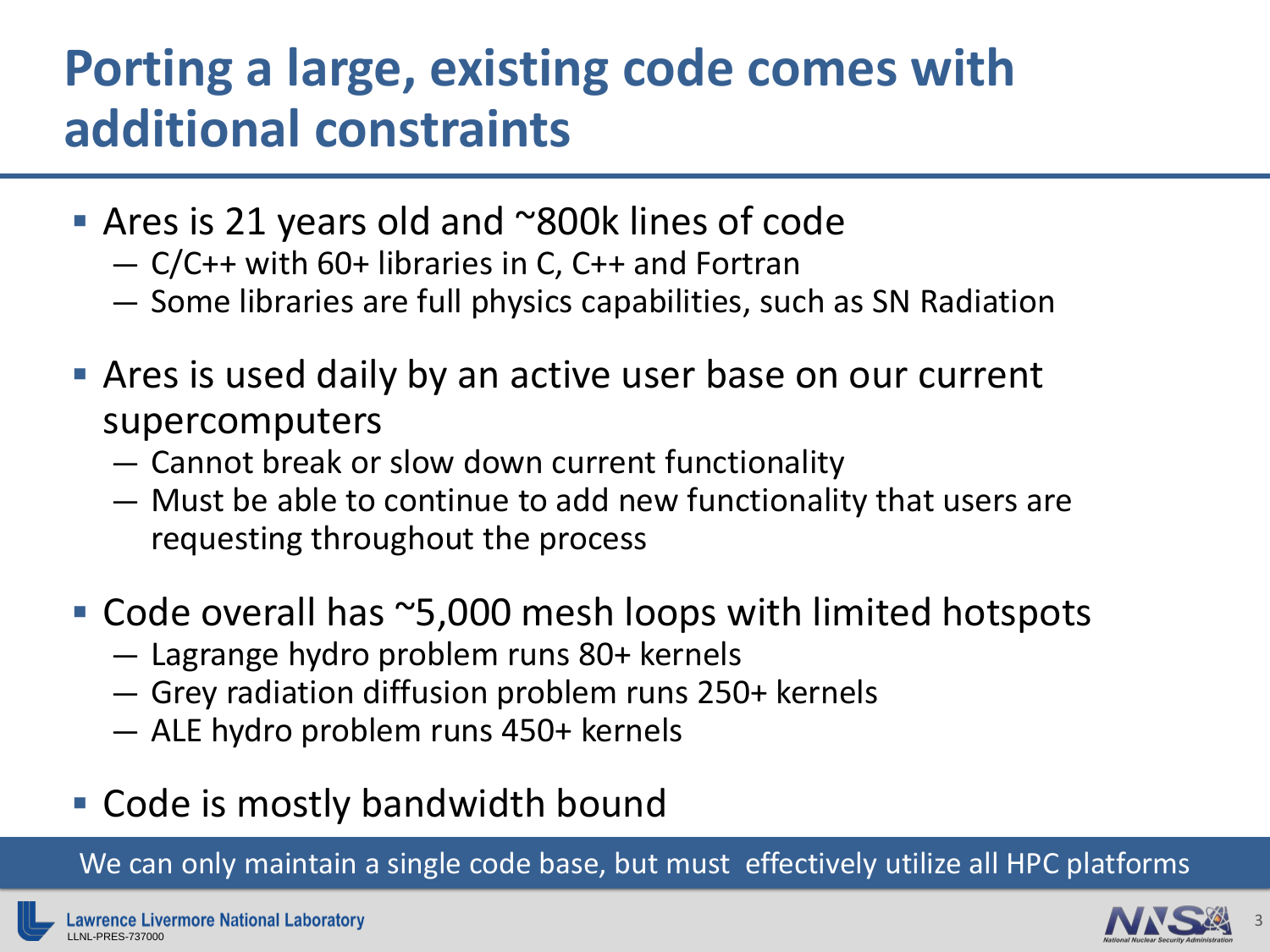# Porting a large, existing code comes with additional constraints

- Ares is 21 years old and ~800k lines of code
  - C/C++ with 60+ libraries in C, C++ and Fortran
  - Some libraries are full physics capabilities, such as SN Radiation
- Ares is used daily by an active user base on our current supercomputers
  - Cannot break or slow down current functionality
  - Must be able to continue to add new functionality that users are requesting throughout the process
- Code overall has ~5,000 mesh loops with limited hotspots
  - Lagrange hydro problem runs 80+ kernels
  - Grey radiation diffusion problem runs 250+ kernels
  - ALE hydro problem runs 450+ kernels
- Code is mostly bandwidth bound

We can only maintain a single code base, but must effectively utilize all HPC platforms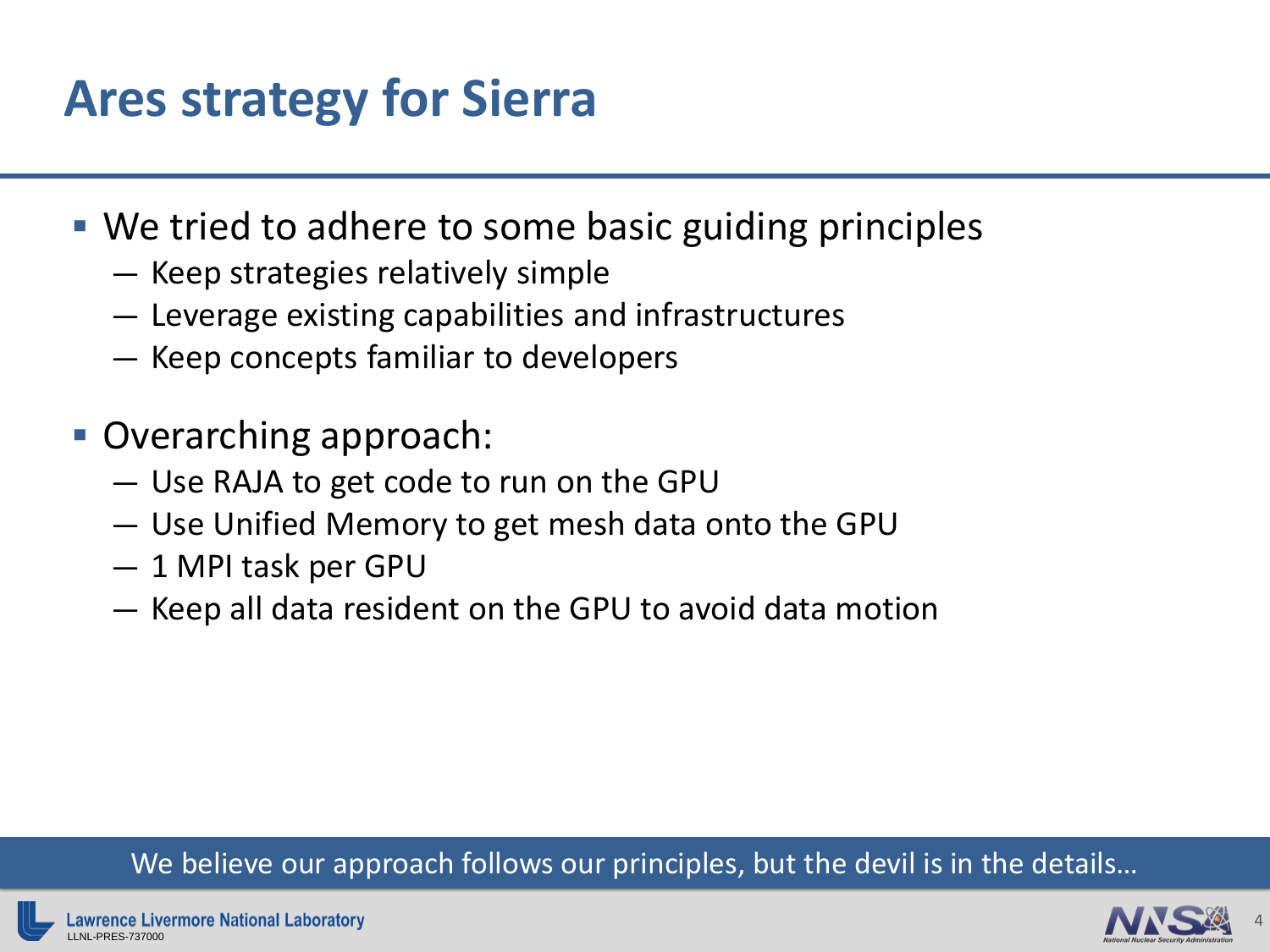# Ares strategy for Sierra

- We tried to adhere to some basic guiding principles
  - Keep strategies relatively simple
  - Leverage existing capabilities and infrastructures
  - Keep concepts familiar to developers
- Overarching approach:
  - Use RAJA to get code to run on the GPU
  - Use Unified Memory to get mesh data onto the GPU
  - 1 MPI task per GPU
  - Keep all data resident on the GPU to avoid data motion

We believe our approach follows our principles, but the devil is in the details…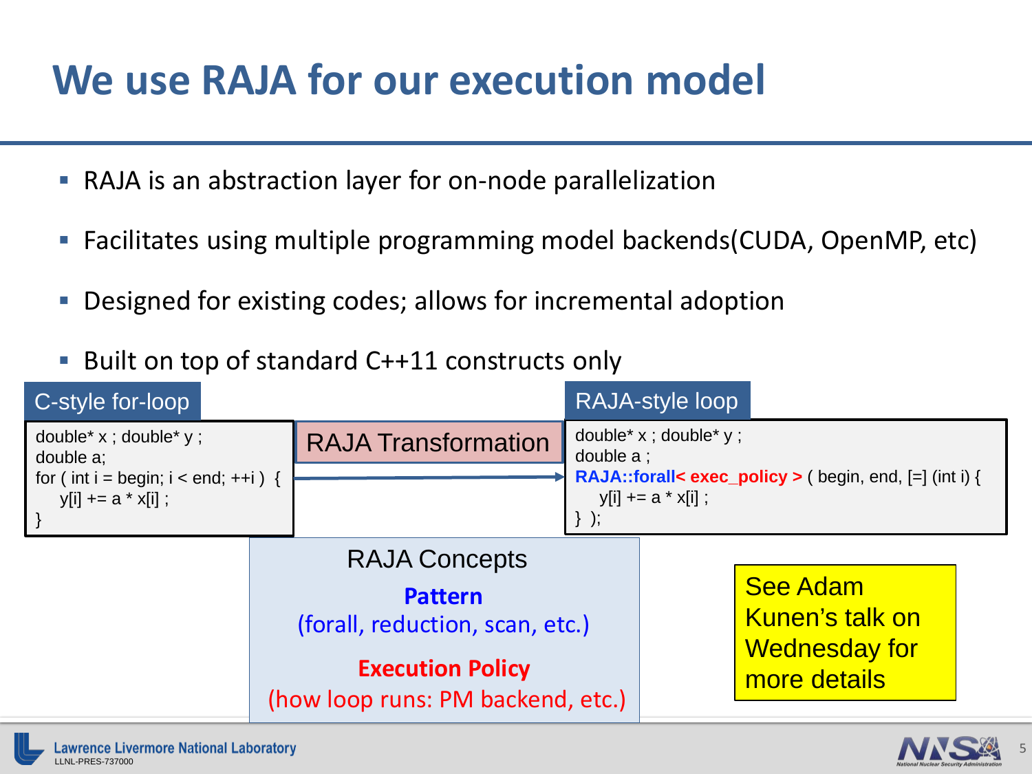# We use RAJA for our execution model

- RAJA is an abstraction layer for on-node parallelization
- Facilitates using multiple programming model backends(CUDA, OpenMP, etc)
- Designed for existing codes; allows for incremental adoption
- Built on top of standard C++11 constructs only

**C-style for-loop**

```
double* x ; double* y ;
double a;
for ( int i = begin; i < end; ++i )  {
    y[i] += a * x[i] ;
}
```

RAJA Transformation

**RAJA-style loop**

```
double* x ; double* y ;
double a ;
RAJA::forall< exec_policy > ( begin, end, [=] (int i) {
    y[i] += a * x[i] ;
} );
```

RAJA Concepts

**Pattern**
(forall, reduction, scan, etc.)

**Execution Policy**
(how loop runs: PM backend, etc.)

See Adam Kunen's talk on Wednesday for more details

LLNL-PRES-737000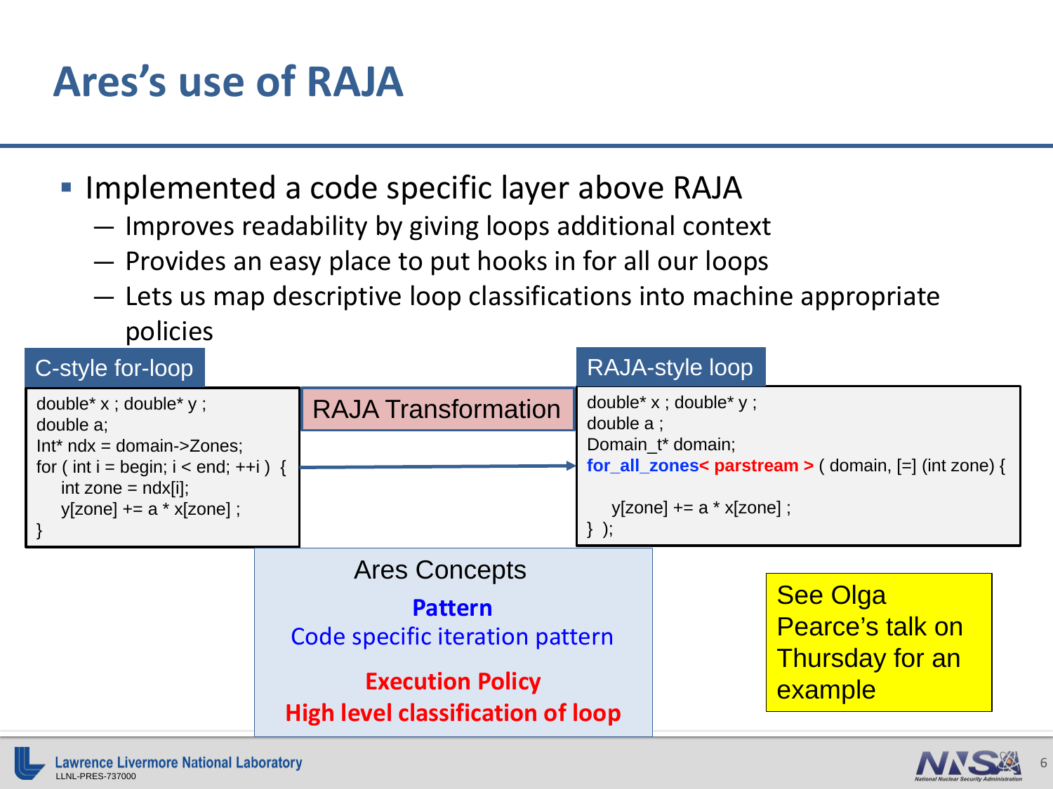# Ares's use of RAJA

- Implemented a code specific layer above RAJA
  - Improves readability by giving loops additional context
  - Provides an easy place to put hooks in for all our loops
  - Lets us map descriptive loop classifications into machine appropriate policies

**C-style for-loop**

```
double* x ; double* y ;
double a;
Int* ndx = domain->Zones;
for ( int i = begin; i < end; ++i )  {
    int zone = ndx[i];
    y[zone] += a * x[zone] ;
}
```

**RAJA Transformation**

**RAJA-style loop**

```
double* x ; double* y ;
double a ;
Domain_t* domain;
for_all_zones< parstream > ( domain, [=] (int zone) {

    y[zone] += a * x[zone] ;
} );
```

**Ares Concepts**

**Pattern**
Code specific iteration pattern

**Execution Policy**
**High level classification of loop**

See Olga Pearce's talk on Thursday for an example

LLNL-PRES-737000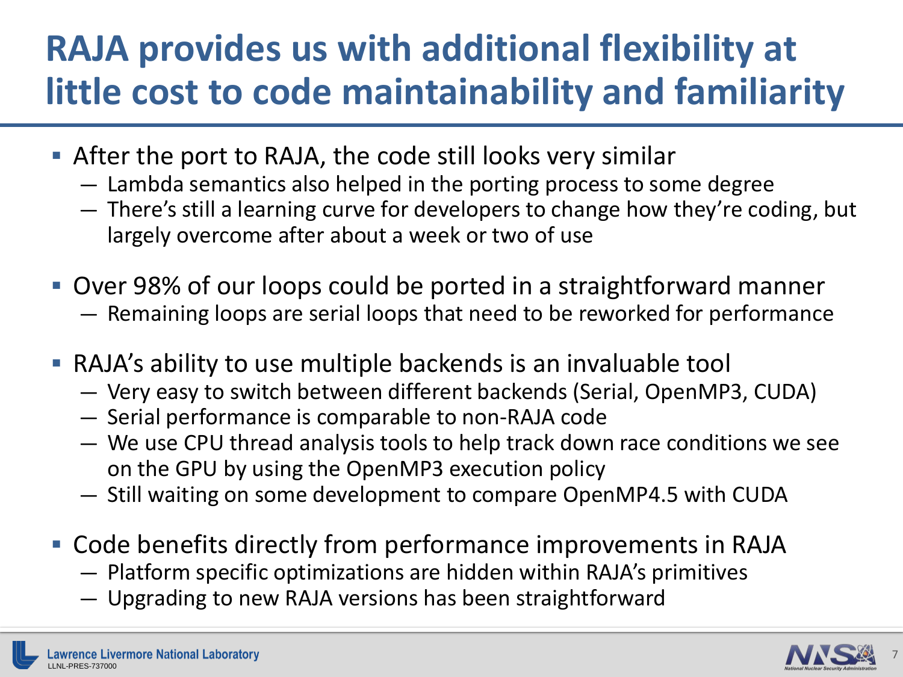# RAJA provides us with additional flexibility at little cost to code maintainability and familiarity

- After the port to RAJA, the code still looks very similar
  - Lambda semantics also helped in the porting process to some degree
  - There's still a learning curve for developers to change how they're coding, but largely overcome after about a week or two of use
- Over 98% of our loops could be ported in a straightforward manner
  - Remaining loops are serial loops that need to be reworked for performance
- RAJA's ability to use multiple backends is an invaluable tool
  - Very easy to switch between different backends (Serial, OpenMP3, CUDA)
  - Serial performance is comparable to non-RAJA code
  - We use CPU thread analysis tools to help track down race conditions we see on the GPU by using the OpenMP3 execution policy
  - Still waiting on some development to compare OpenMP4.5 with CUDA
- Code benefits directly from performance improvements in RAJA
  - Platform specific optimizations are hidden within RAJA's primitives
  - Upgrading to new RAJA versions has been straightforward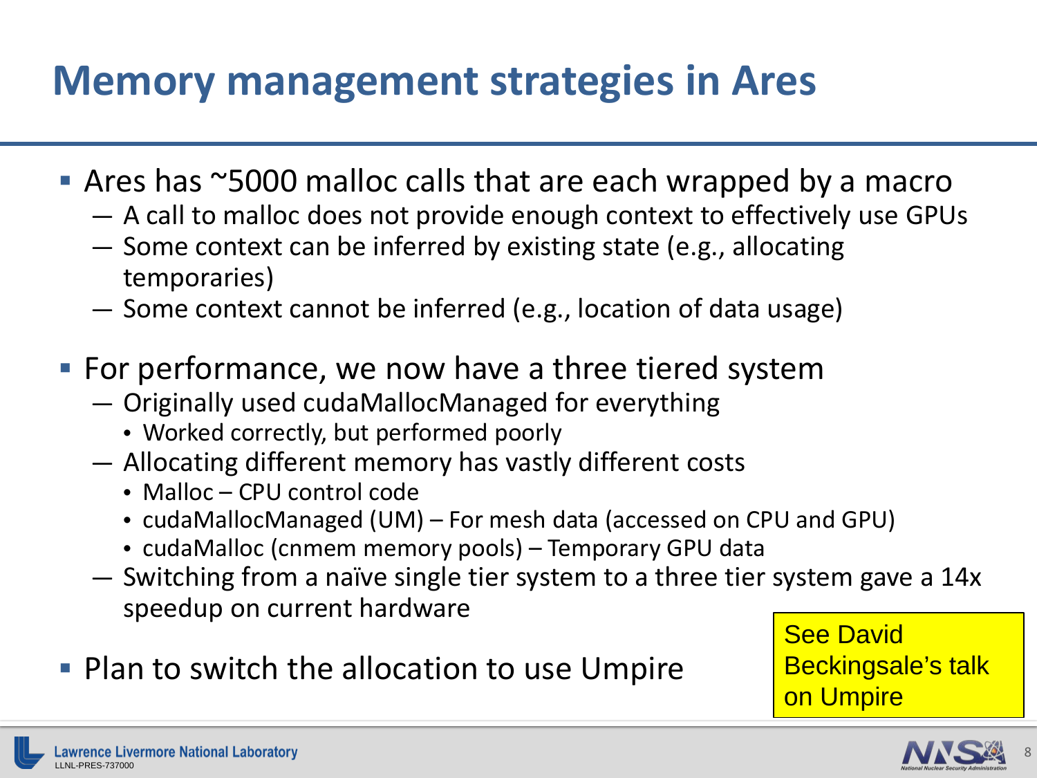# Memory management strategies in Ares

- Ares has ~5000 malloc calls that are each wrapped by a macro
  - A call to malloc does not provide enough context to effectively use GPUs
  - Some context can be inferred by existing state (e.g., allocating temporaries)
  - Some context cannot be inferred (e.g., location of data usage)
- For performance, we now have a three tiered system
  - Originally used cudaMallocManaged for everything
    - Worked correctly, but performed poorly
  - Allocating different memory has vastly different costs
    - Malloc – CPU control code
    - cudaMallocManaged (UM) – For mesh data (accessed on CPU and GPU)
    - cudaMalloc (cnmem memory pools) – Temporary GPU data
  - Switching from a naïve single tier system to a three tier system gave a 14x speedup on current hardware
- Plan to switch the allocation to use Umpire

See David Beckingsale's talk on Umpire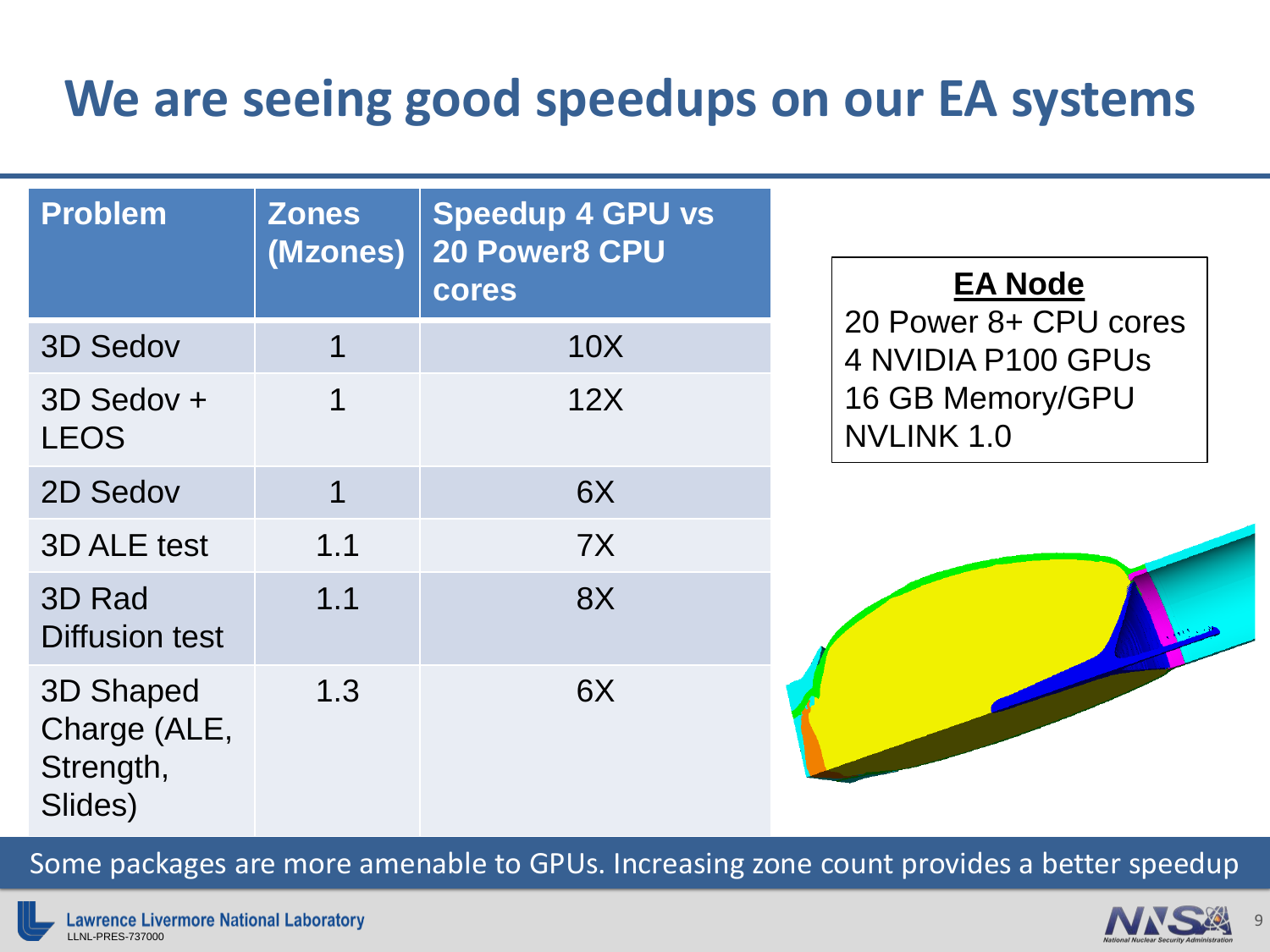# We are seeing good speedups on our EA systems

| Problem | Zones (Mzones) | Speedup 4 GPU vs 20 Power8 CPU cores |
|---|---|---|
| 3D Sedov | 1 | 10X |
| 3D Sedov + LEOS | 1 | 12X |
| 2D Sedov | 1 | 6X |
| 3D ALE test | 1.1 | 7X |
| 3D Rad Diffusion test | 1.1 | 8X |
| 3D Shaped Charge (ALE, Strength, Slides) | 1.3 | 6X |

**EA Node**

20 Power 8+ CPU cores
4 NVIDIA P100 GPUs
16 GB Memory/GPU
NVLINK 1.0

Some packages are more amenable to GPUs. Increasing zone count provides a better speedup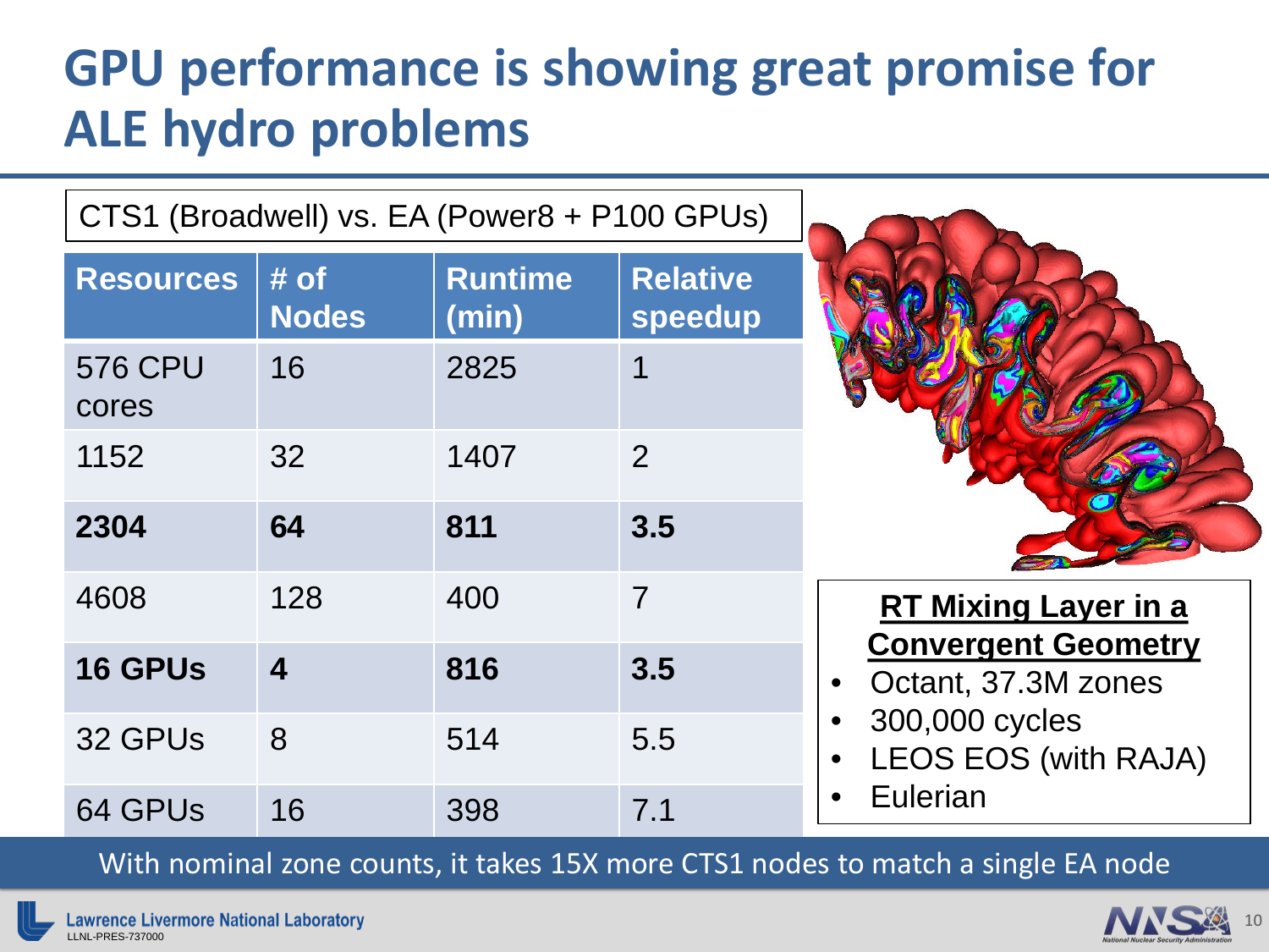# GPU performance is showing great promise for ALE hydro problems

CTS1 (Broadwell) vs. EA (Power8 + P100 GPUs)

| Resources | # of Nodes | Runtime (min) | Relative speedup |
|---|---|---|---|
| 576 CPU cores | 16 | 2825 | 1 |
| 1152 | 32 | 1407 | 2 |
| **2304** | **64** | **811** | **3.5** |
| 4608 | 128 | 400 | 7 |
| **16 GPUs** | **4** | **816** | **3.5** |
| 32 GPUs | 8 | 514 | 5.5 |
| 64 GPUs | 16 | 398 | 7.1 |

**RT Mixing Layer in a Convergent Geometry**

- Octant, 37.3M zones
- 300,000 cycles
- LEOS EOS (with RAJA)
- Eulerian

With nominal zone counts, it takes 15X more CTS1 nodes to match a single EA node

LLNL-PRES-737000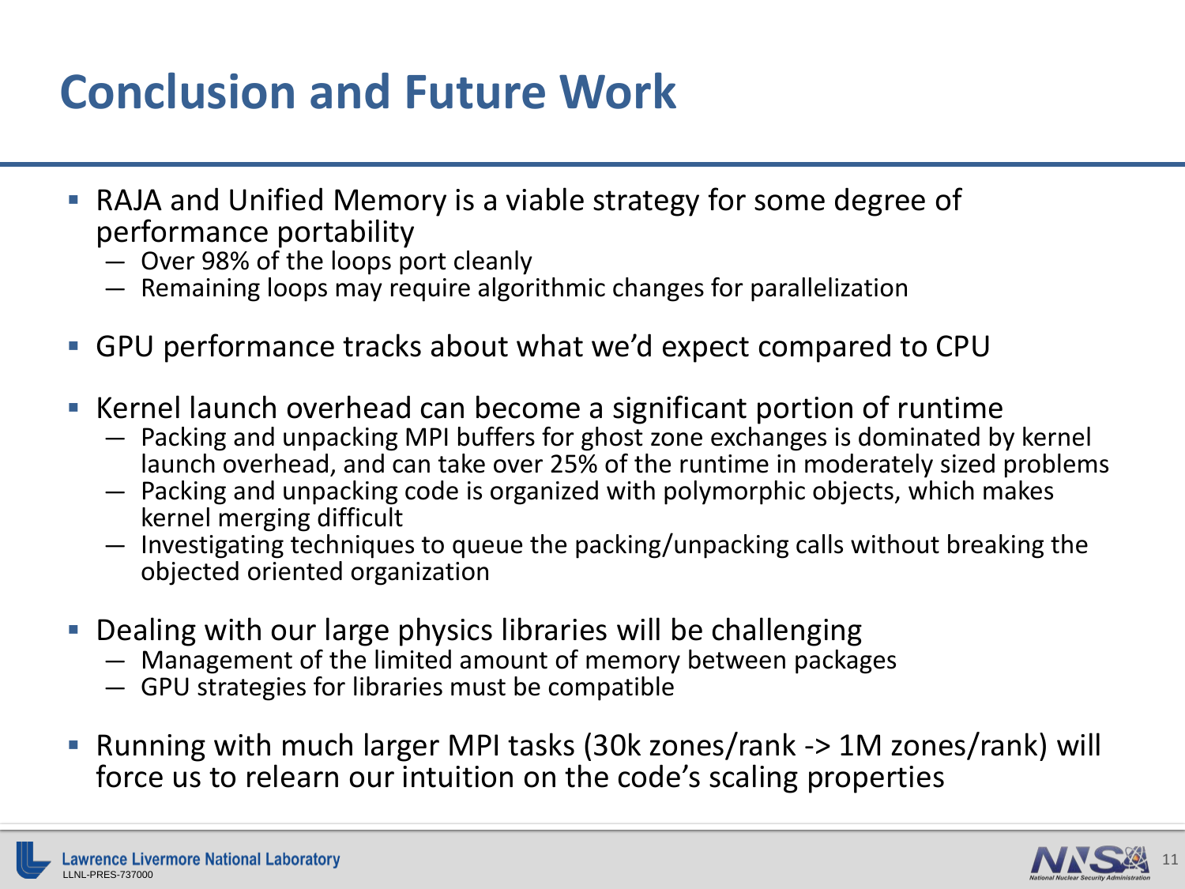# Conclusion and Future Work

- RAJA and Unified Memory is a viable strategy for some degree of performance portability
  - Over 98% of the loops port cleanly
  - Remaining loops may require algorithmic changes for parallelization
- GPU performance tracks about what we'd expect compared to CPU
- Kernel launch overhead can become a significant portion of runtime
  - Packing and unpacking MPI buffers for ghost zone exchanges is dominated by kernel launch overhead, and can take over 25% of the runtime in moderately sized problems
  - Packing and unpacking code is organized with polymorphic objects, which makes kernel merging difficult
  - Investigating techniques to queue the packing/unpacking calls without breaking the objected oriented organization
- Dealing with our large physics libraries will be challenging
  - Management of the limited amount of memory between packages
  - GPU strategies for libraries must be compatible
- Running with much larger MPI tasks (30k zones/rank -> 1M zones/rank) will force us to relearn our intuition on the code's scaling properties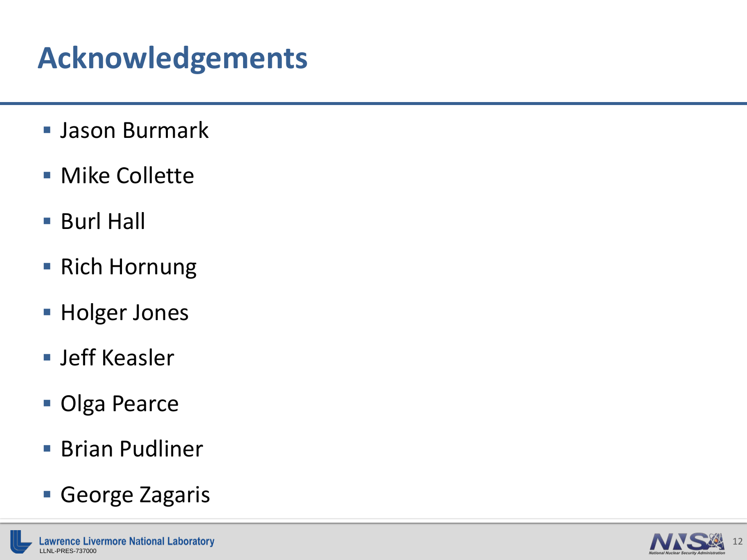# Acknowledgements

- Jason Burmark
- Mike Collette
- Burl Hall
- Rich Hornung
- Holger Jones
- Jeff Keasler
- Olga Pearce
- Brian Pudliner
- George Zagaris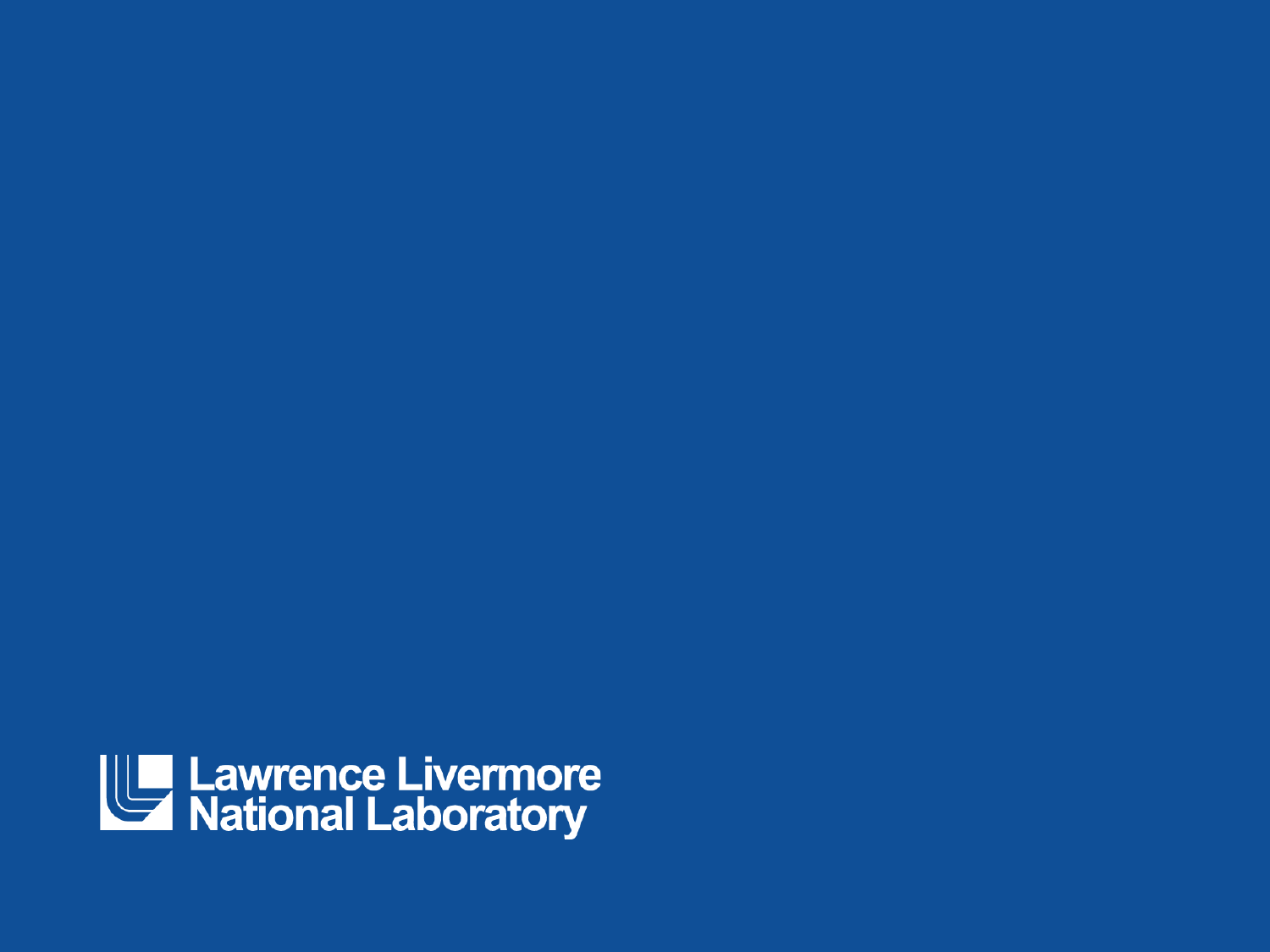Lawrence Livermore National Laboratory